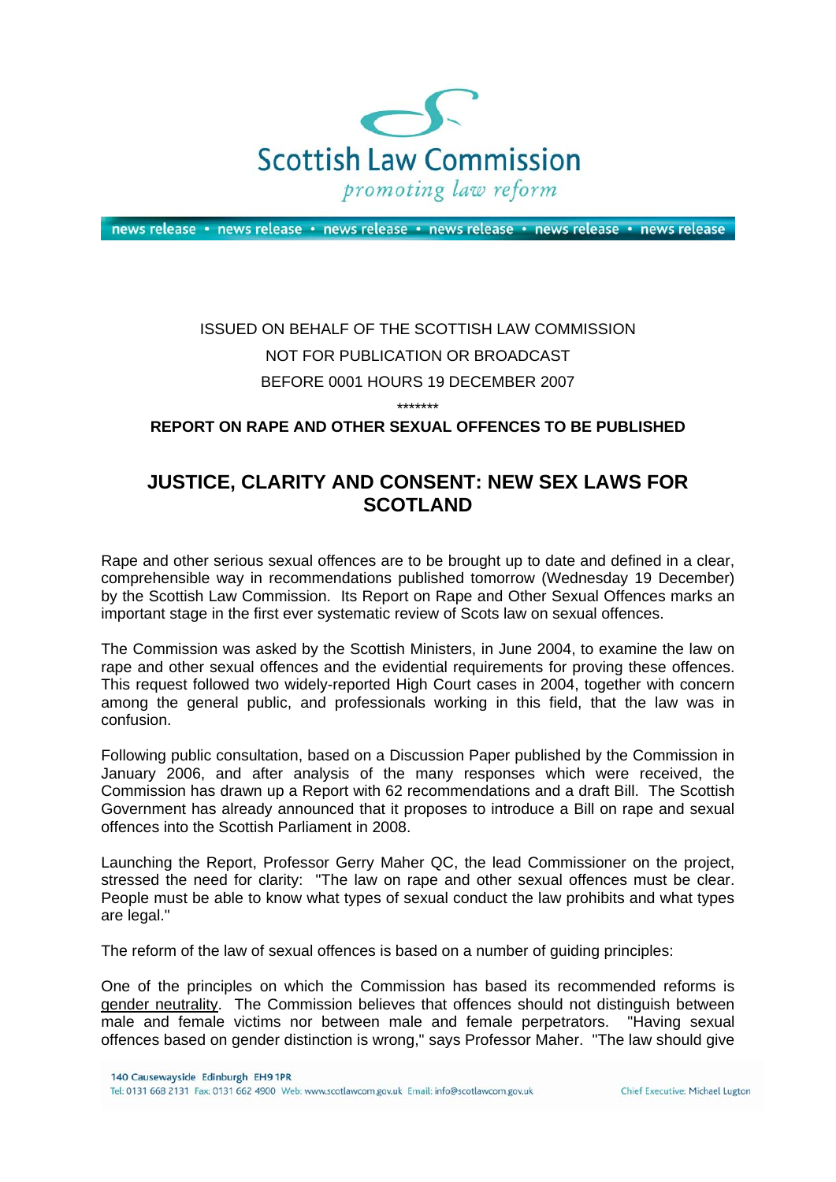Scottish Law Commission

*promoting law reform*

news release • news release • news release • news release • news release • news release

ISSUED ON BEHALF OF THE SCOTTISH LAW COMMISSION

NOT FOR PUBLICATION OR BROADCAST

BEFORE 0001 HOURS 19 DECEMBER 2007

*******

**REPORT ON RAPE AND OTHER SEXUAL OFFENCES TO BE PUBLISHED**

# JUSTICE, CLARITY AND CONSENT: NEW SEX LAWS FOR SCOTLAND

Rape and other serious sexual offences are to be brought up to date and defined in a clear, comprehensible way in recommendations published tomorrow (Wednesday 19 December) by the Scottish Law Commission. Its Report on Rape and Other Sexual Offences marks an important stage in the first ever systematic review of Scots law on sexual offences.

The Commission was asked by the Scottish Ministers, in June 2004, to examine the law on rape and other sexual offences and the evidential requirements for proving these offences. This request followed two widely-reported High Court cases in 2004, together with concern among the general public, and professionals working in this field, that the law was in confusion.

Following public consultation, based on a Discussion Paper published by the Commission in January 2006, and after analysis of the many responses which were received, the Commission has drawn up a Report with 62 recommendations and a draft Bill. The Scottish Government has already announced that it proposes to introduce a Bill on rape and sexual offences into the Scottish Parliament in 2008.

Launching the Report, Professor Gerry Maher QC, the lead Commissioner on the project, stressed the need for clarity: "The law on rape and other sexual offences must be clear. People must be able to know what types of sexual conduct the law prohibits and what types are legal."

The reform of the law of sexual offences is based on a number of guiding principles:

One of the principles on which the Commission has based its recommended reforms is gender neutrality. The Commission believes that offences should not distinguish between male and female victims nor between male and female perpetrators. "Having sexual offences based on gender distinction is wrong," says Professor Maher. "The law should give

140 Causewayside Edinburgh EH9 1PR
Tel: 0131 668 2131 Fax: 0131 662 4900 Web: www.scotlawcom.gov.uk Email: info@scotlawcom.gov.uk
Chief Executive: Michael Lugton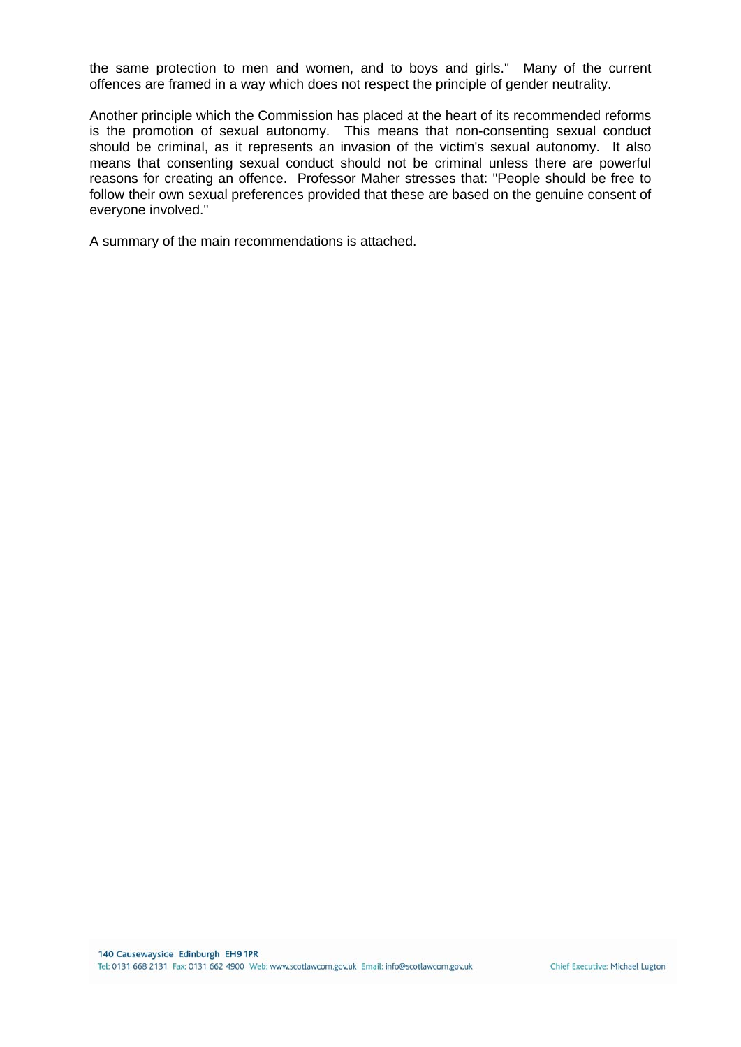the same protection to men and women, and to boys and girls."  Many of the current offences are framed in a way which does not respect the principle of gender neutrality.

Another principle which the Commission has placed at the heart of its recommended reforms is the promotion of <u>sexual autonomy</u>.  This means that non-consenting sexual conduct should be criminal, as it represents an invasion of the victim's sexual autonomy.  It also means that consenting sexual conduct should not be criminal unless there are powerful reasons for creating an offence.  Professor Maher stresses that: "People should be free to follow their own sexual preferences provided that these are based on the genuine consent of everyone involved."

A summary of the main recommendations is attached.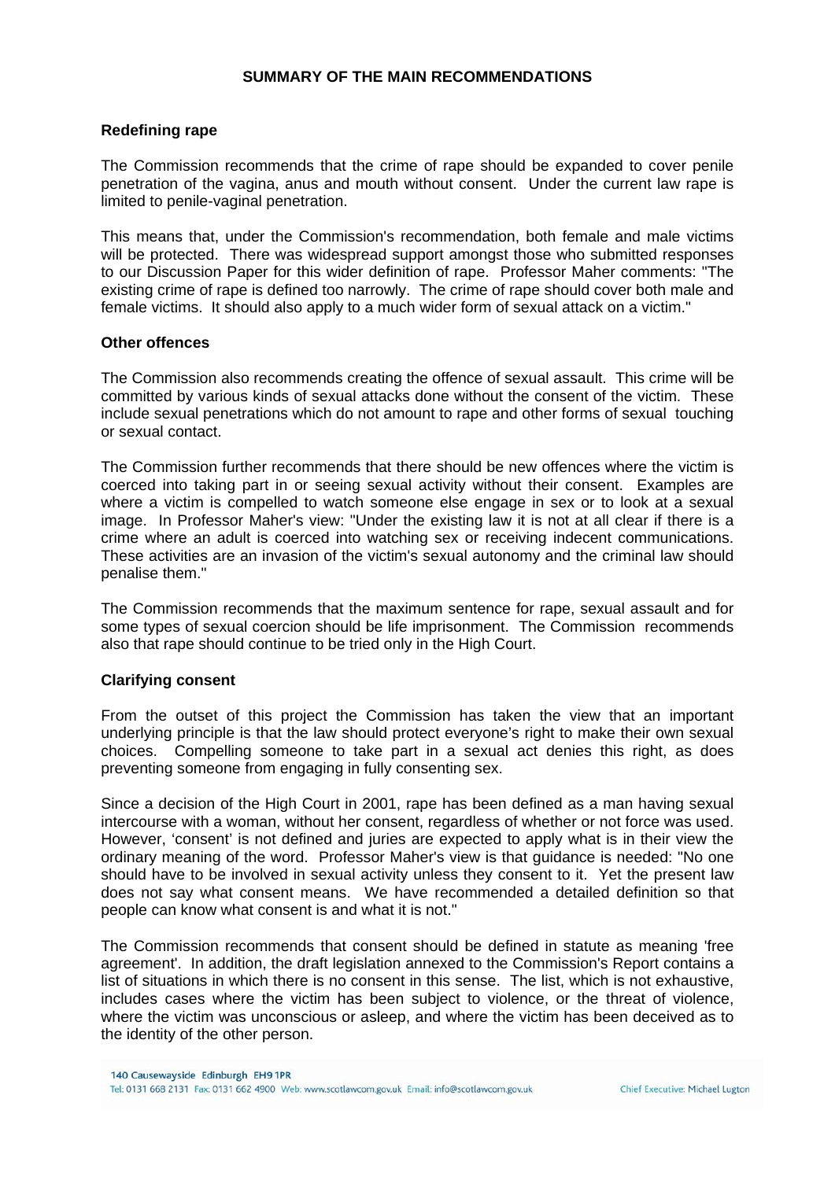## SUMMARY OF THE MAIN RECOMMENDATIONS

### Redefining rape

The Commission recommends that the crime of rape should be expanded to cover penile penetration of the vagina, anus and mouth without consent. Under the current law rape is limited to penile-vaginal penetration.

This means that, under the Commission's recommendation, both female and male victims will be protected. There was widespread support amongst those who submitted responses to our Discussion Paper for this wider definition of rape. Professor Maher comments: "The existing crime of rape is defined too narrowly. The crime of rape should cover both male and female victims. It should also apply to a much wider form of sexual attack on a victim."

### Other offences

The Commission also recommends creating the offence of sexual assault. This crime will be committed by various kinds of sexual attacks done without the consent of the victim. These include sexual penetrations which do not amount to rape and other forms of sexual touching or sexual contact.

The Commission further recommends that there should be new offences where the victim is coerced into taking part in or seeing sexual activity without their consent. Examples are where a victim is compelled to watch someone else engage in sex or to look at a sexual image. In Professor Maher's view: "Under the existing law it is not at all clear if there is a crime where an adult is coerced into watching sex or receiving indecent communications. These activities are an invasion of the victim's sexual autonomy and the criminal law should penalise them."

The Commission recommends that the maximum sentence for rape, sexual assault and for some types of sexual coercion should be life imprisonment. The Commission recommends also that rape should continue to be tried only in the High Court.

### Clarifying consent

From the outset of this project the Commission has taken the view that an important underlying principle is that the law should protect everyone's right to make their own sexual choices. Compelling someone to take part in a sexual act denies this right, as does preventing someone from engaging in fully consenting sex.

Since a decision of the High Court in 2001, rape has been defined as a man having sexual intercourse with a woman, without her consent, regardless of whether or not force was used. However, 'consent' is not defined and juries are expected to apply what is in their view the ordinary meaning of the word. Professor Maher's view is that guidance is needed: "No one should have to be involved in sexual activity unless they consent to it. Yet the present law does not say what consent means. We have recommended a detailed definition so that people can know what consent is and what it is not."

The Commission recommends that consent should be defined in statute as meaning 'free agreement'. In addition, the draft legislation annexed to the Commission's Report contains a list of situations in which there is no consent in this sense. The list, which is not exhaustive, includes cases where the victim has been subject to violence, or the threat of violence, where the victim was unconscious or asleep, and where the victim has been deceived as to the identity of the other person.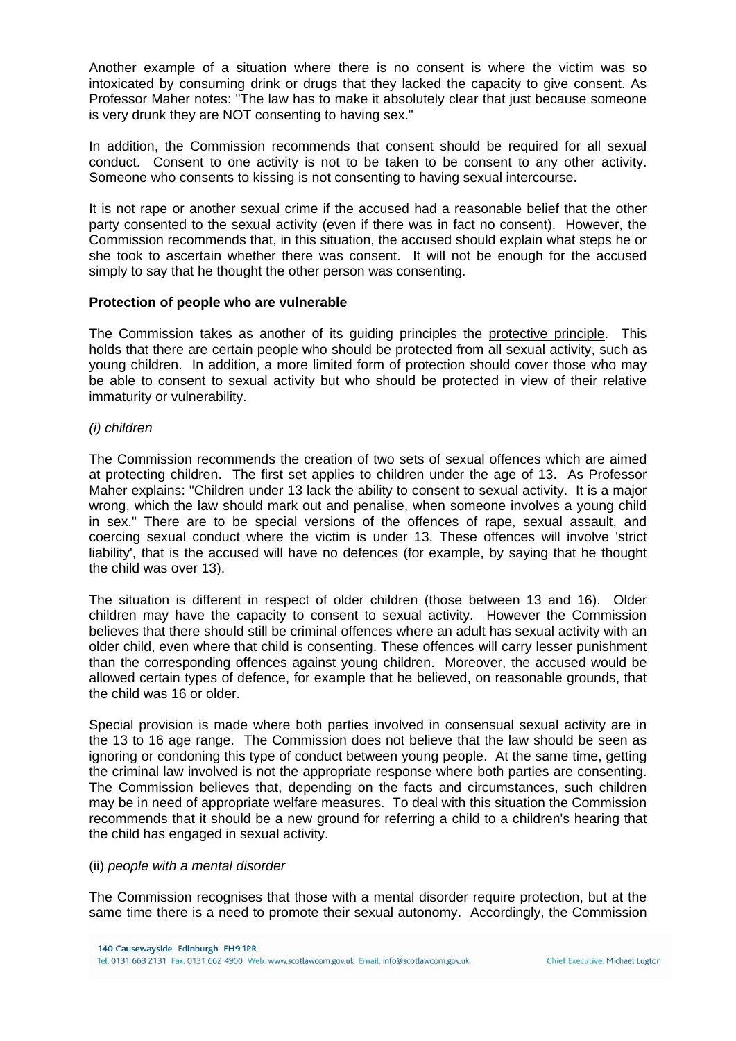Another example of a situation where there is no consent is where the victim was so intoxicated by consuming drink or drugs that they lacked the capacity to give consent. As Professor Maher notes: "The law has to make it absolutely clear that just because someone is very drunk they are NOT consenting to having sex."

In addition, the Commission recommends that consent should be required for all sexual conduct. Consent to one activity is not to be taken to be consent to any other activity. Someone who consents to kissing is not consenting to having sexual intercourse.

It is not rape or another sexual crime if the accused had a reasonable belief that the other party consented to the sexual activity (even if there was in fact no consent). However, the Commission recommends that, in this situation, the accused should explain what steps he or she took to ascertain whether there was consent. It will not be enough for the accused simply to say that he thought the other person was consenting.

**Protection of people who are vulnerable**

The Commission takes as another of its guiding principles the <u>protective principle</u>. This holds that there are certain people who should be protected from all sexual activity, such as young children. In addition, a more limited form of protection should cover those who may be able to consent to sexual activity but who should be protected in view of their relative immaturity or vulnerability.

*(i) children*

The Commission recommends the creation of two sets of sexual offences which are aimed at protecting children. The first set applies to children under the age of 13. As Professor Maher explains: "Children under 13 lack the ability to consent to sexual activity. It is a major wrong, which the law should mark out and penalise, when someone involves a young child in sex." There are to be special versions of the offences of rape, sexual assault, and coercing sexual conduct where the victim is under 13. These offences will involve 'strict liability', that is the accused will have no defences (for example, by saying that he thought the child was over 13).

The situation is different in respect of older children (those between 13 and 16). Older children may have the capacity to consent to sexual activity. However the Commission believes that there should still be criminal offences where an adult has sexual activity with an older child, even where that child is consenting. These offences will carry lesser punishment than the corresponding offences against young children. Moreover, the accused would be allowed certain types of defence, for example that he believed, on reasonable grounds, that the child was 16 or older.

Special provision is made where both parties involved in consensual sexual activity are in the 13 to 16 age range. The Commission does not believe that the law should be seen as ignoring or condoning this type of conduct between young people. At the same time, getting the criminal law involved is not the appropriate response where both parties are consenting. The Commission believes that, depending on the facts and circumstances, such children may be in need of appropriate welfare measures. To deal with this situation the Commission recommends that it should be a new ground for referring a child to a children's hearing that the child has engaged in sexual activity.

(ii) *people with a mental disorder*

The Commission recognises that those with a mental disorder require protection, but at the same time there is a need to promote their sexual autonomy. Accordingly, the Commission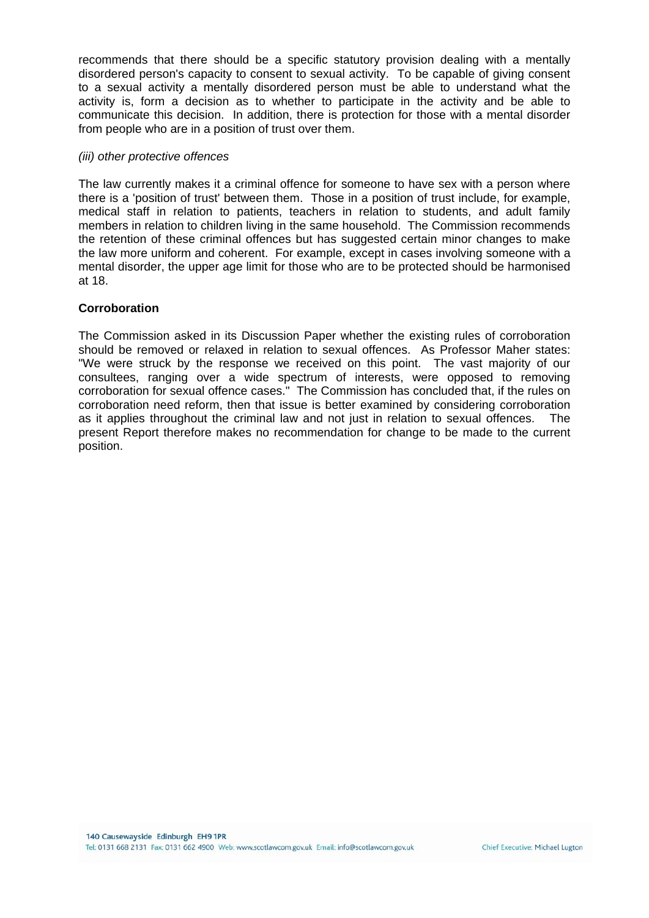recommends that there should be a specific statutory provision dealing with a mentally disordered person's capacity to consent to sexual activity. To be capable of giving consent to a sexual activity a mentally disordered person must be able to understand what the activity is, form a decision as to whether to participate in the activity and be able to communicate this decision. In addition, there is protection for those with a mental disorder from people who are in a position of trust over them.

*(iii) other protective offences*

The law currently makes it a criminal offence for someone to have sex with a person where there is a 'position of trust' between them. Those in a position of trust include, for example, medical staff in relation to patients, teachers in relation to students, and adult family members in relation to children living in the same household. The Commission recommends the retention of these criminal offences but has suggested certain minor changes to make the law more uniform and coherent. For example, except in cases involving someone with a mental disorder, the upper age limit for those who are to be protected should be harmonised at 18.

**Corroboration**

The Commission asked in its Discussion Paper whether the existing rules of corroboration should be removed or relaxed in relation to sexual offences. As Professor Maher states: "We were struck by the response we received on this point. The vast majority of our consultees, ranging over a wide spectrum of interests, were opposed to removing corroboration for sexual offence cases." The Commission has concluded that, if the rules on corroboration need reform, then that issue is better examined by considering corroboration as it applies throughout the criminal law and not just in relation to sexual offences. The present Report therefore makes no recommendation for change to be made to the current position.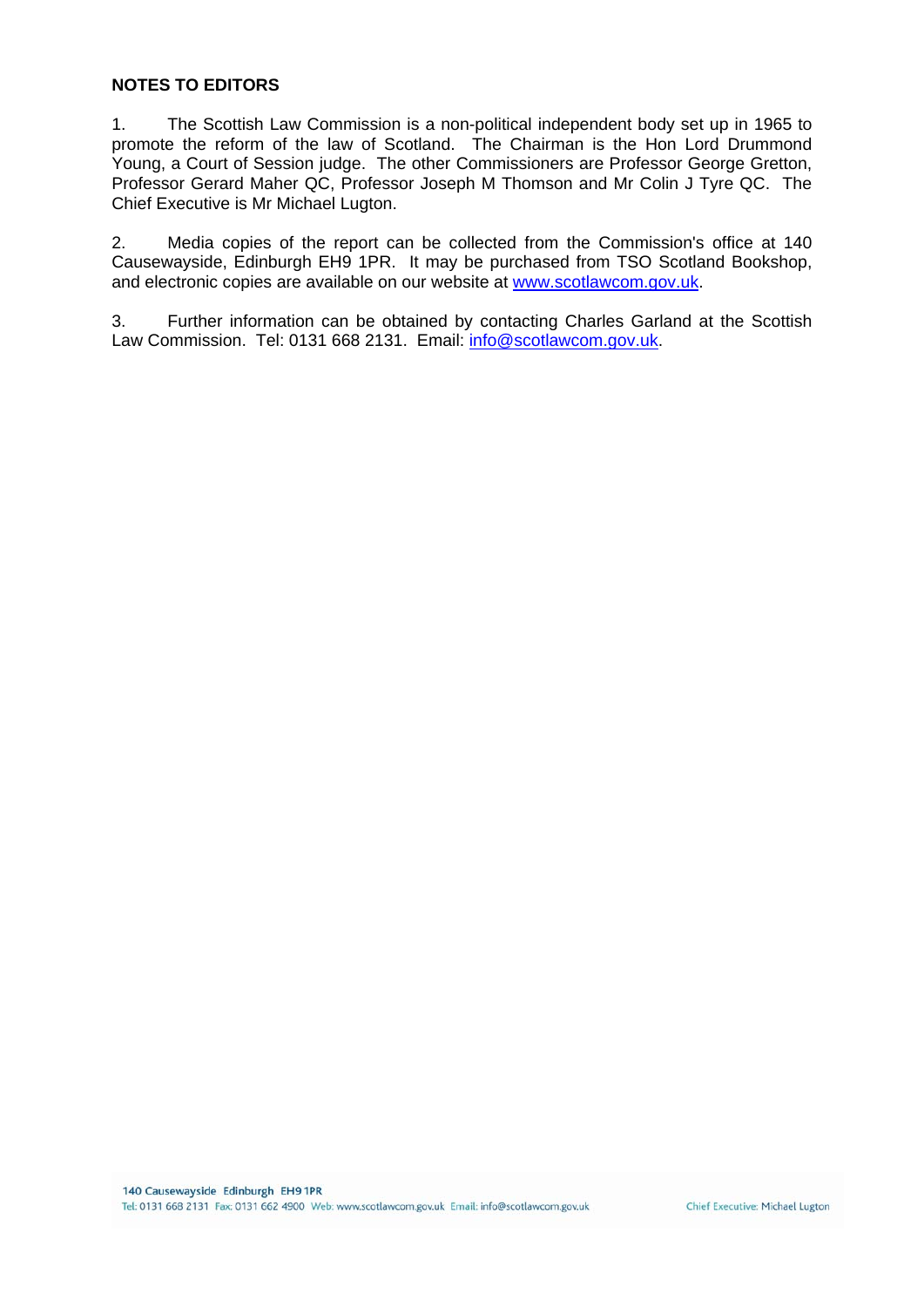**NOTES TO EDITORS**

1. The Scottish Law Commission is a non-political independent body set up in 1965 to promote the reform of the law of Scotland. The Chairman is the Hon Lord Drummond Young, a Court of Session judge. The other Commissioners are Professor George Gretton, Professor Gerard Maher QC, Professor Joseph M Thomson and Mr Colin J Tyre QC. The Chief Executive is Mr Michael Lugton.

2. Media copies of the report can be collected from the Commission's office at 140 Causewayside, Edinburgh EH9 1PR. It may be purchased from TSO Scotland Bookshop, and electronic copies are available on our website at www.scotlawcom.gov.uk.

3. Further information can be obtained by contacting Charles Garland at the Scottish Law Commission. Tel: 0131 668 2131. Email: info@scotlawcom.gov.uk.